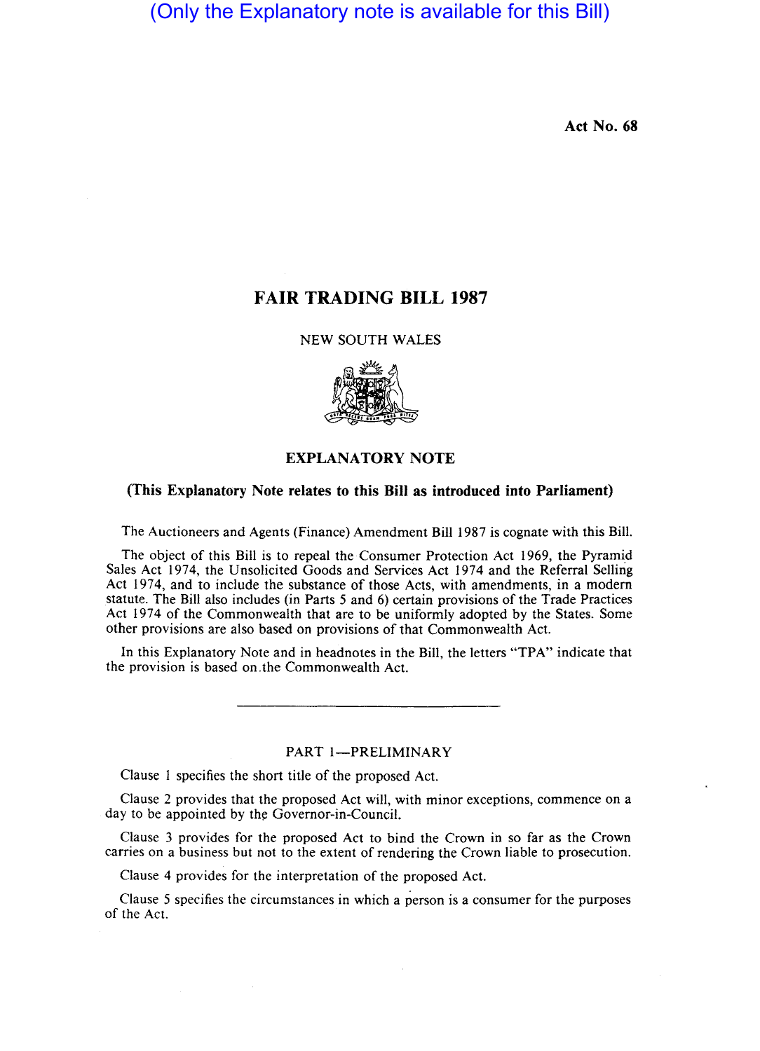(Only the Explanatory note is available for this Bill)

Act No. 68

# FAIR TRADING BILL 1987

NEW SOUTH WALES

## EXPLANATORY NOTE

**(This Explanatory Note relates to this Bill as introduced into Parliament)**

The Auctioneers and Agents (Finance) Amendment Bill 1987 is cognate with this Bill.

The object of this Bill is to repeal the Consumer Protection Act 1969, the Pyramid Sales Act 1974, the Unsolicited Goods and Services Act 1974 and the Referral Selling Act 1974, and to include the substance of those Acts, with amendments, in a modern statute. The Bill also includes (in Parts 5 and 6) certain provisions of the Trade Practices Act 1974 of the Commonwealth that are to be uniformly adopted by the States. Some other provisions are also based on provisions of that Commonwealth Act.

In this Explanatory Note and in headnotes in the Bill, the letters "TPA" indicate that the provision is based on the Commonwealth Act.

---

### PART 1—PRELIMINARY

Clause 1 specifies the short title of the proposed Act.

Clause 2 provides that the proposed Act will, with minor exceptions, commence on a day to be appointed by the Governor-in-Council.

Clause 3 provides for the proposed Act to bind the Crown in so far as the Crown carries on a business but not to the extent of rendering the Crown liable to prosecution.

Clause 4 provides for the interpretation of the proposed Act.

Clause 5 specifies the circumstances in which a person is a consumer for the purposes of the Act.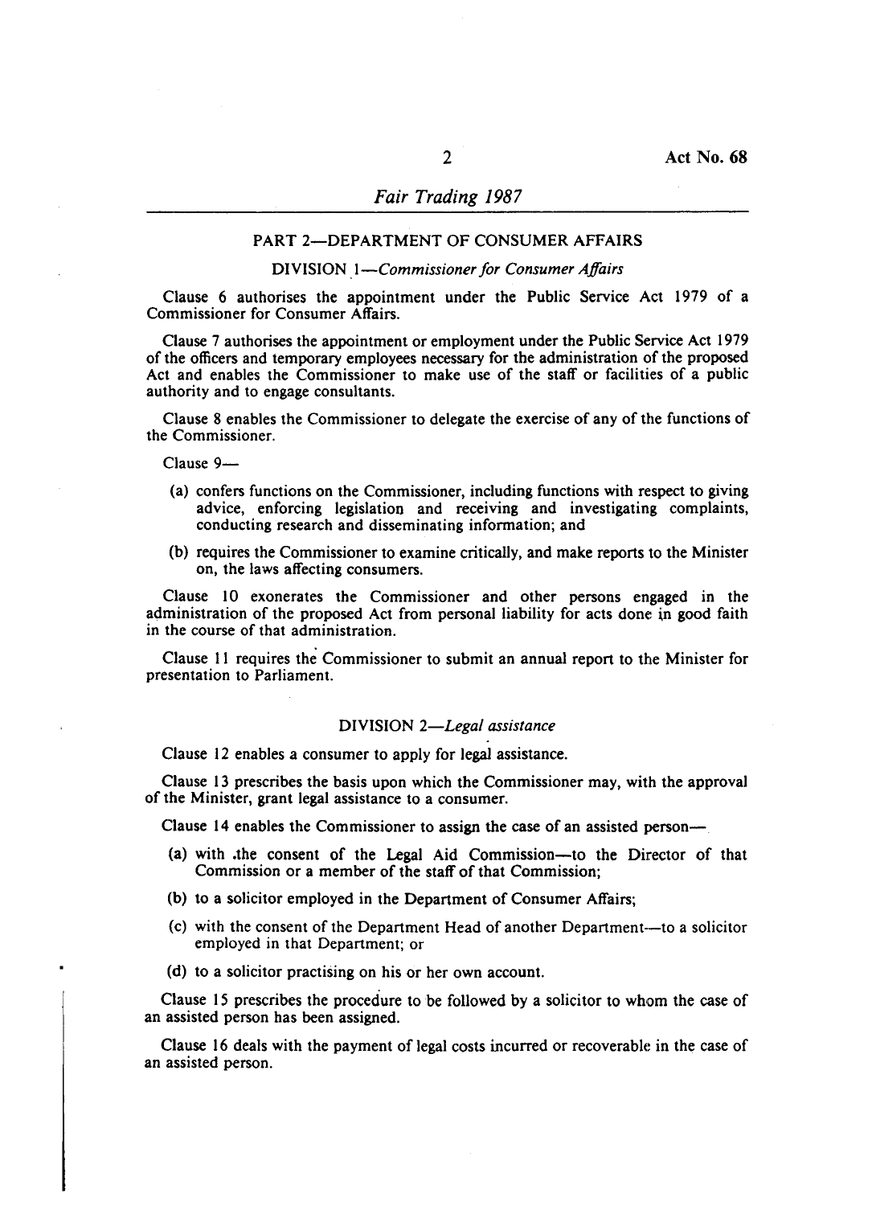## PART 2—DEPARTMENT OF CONSUMER AFFAIRS

### DIVISION 1—*Commissioner for Consumer Affairs*

Clause 6 authorises the appointment under the Public Service Act 1979 of a Commissioner for Consumer Affairs.

Clause 7 authorises the appointment or employment under the Public Service Act 1979 of the officers and temporary employees necessary for the administration of the proposed Act and enables the Commissioner to make use of the staff or facilities of a public authority and to engage consultants.

Clause 8 enables the Commissioner to delegate the exercise of any of the functions of the Commissioner.

Clause 9—

- (a) confers functions on the Commissioner, including functions with respect to giving advice, enforcing legislation and receiving and investigating complaints, conducting research and disseminating information; and
- (b) requires the Commissioner to examine critically, and make reports to the Minister on, the laws affecting consumers.

Clause 10 exonerates the Commissioner and other persons engaged in the administration of the proposed Act from personal liability for acts done in good faith in the course of that administration.

Clause 11 requires the Commissioner to submit an annual report to the Minister for presentation to Parliament.

### DIVISION 2—*Legal assistance*

Clause 12 enables a consumer to apply for legal assistance.

Clause 13 prescribes the basis upon which the Commissioner may, with the approval of the Minister, grant legal assistance to a consumer.

Clause 14 enables the Commissioner to assign the case of an assisted person—

- (a) with the consent of the Legal Aid Commission—to the Director of that Commission or a member of the staff of that Commission;
- (b) to a solicitor employed in the Department of Consumer Affairs;
- (c) with the consent of the Department Head of another Department—to a solicitor employed in that Department; or
- (d) to a solicitor practising on his or her own account.

Clause 15 prescribes the procedure to be followed by a solicitor to whom the case of an assisted person has been assigned.

Clause 16 deals with the payment of legal costs incurred or recoverable in the case of an assisted person.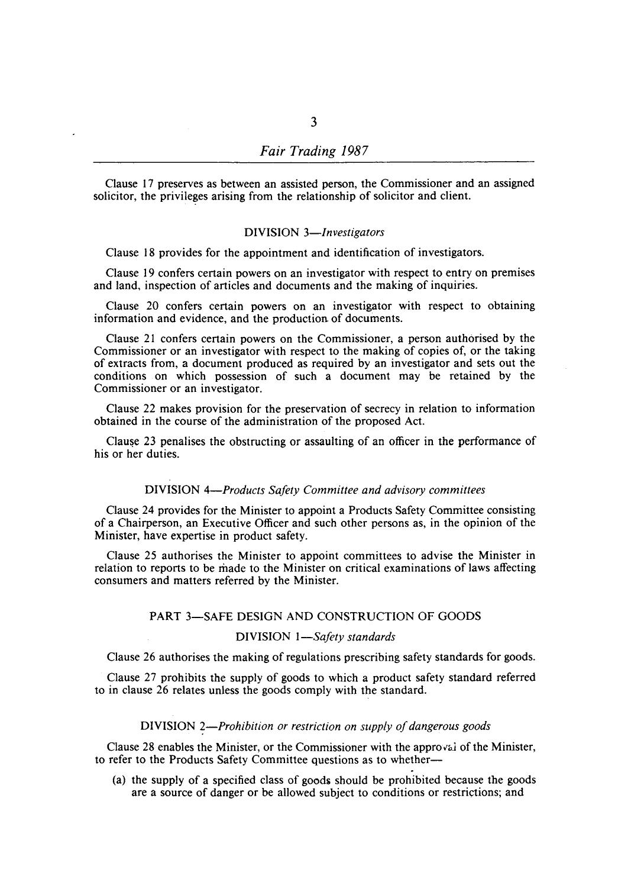Clause 17 preserves as between an assisted person, the Commissioner and an assigned solicitor, the privileges arising from the relationship of solicitor and client.

DIVISION 3—*Investigators*

Clause 18 provides for the appointment and identification of investigators.

Clause 19 confers certain powers on an investigator with respect to entry on premises and land, inspection of articles and documents and the making of inquiries.

Clause 20 confers certain powers on an investigator with respect to obtaining information and evidence, and the production of documents.

Clause 21 confers certain powers on the Commissioner, a person authorised by the Commissioner or an investigator with respect to the making of copies of, or the taking of extracts from, a document produced as required by an investigator and sets out the conditions on which possession of such a document may be retained by the Commissioner or an investigator.

Clause 22 makes provision for the preservation of secrecy in relation to information obtained in the course of the administration of the proposed Act.

Clause 23 penalises the obstructing or assaulting of an officer in the performance of his or her duties.

DIVISION 4—*Products Safety Committee and advisory committees*

Clause 24 provides for the Minister to appoint a Products Safety Committee consisting of a Chairperson, an Executive Officer and such other persons as, in the opinion of the Minister, have expertise in product safety.

Clause 25 authorises the Minister to appoint committees to advise the Minister in relation to reports to be made to the Minister on critical examinations of laws affecting consumers and matters referred by the Minister.

PART 3—SAFE DESIGN AND CONSTRUCTION OF GOODS

DIVISION 1—*Safety standards*

Clause 26 authorises the making of regulations prescribing safety standards for goods.

Clause 27 prohibits the supply of goods to which a product safety standard referred to in clause 26 relates unless the goods comply with the standard.

DIVISION 2—*Prohibition or restriction on supply of dangerous goods*

Clause 28 enables the Minister, or the Commissioner with the approval of the Minister, to refer to the Products Safety Committee questions as to whether—

(a) the supply of a specified class of goods should be prohibited because the goods are a source of danger or be allowed subject to conditions or restrictions; and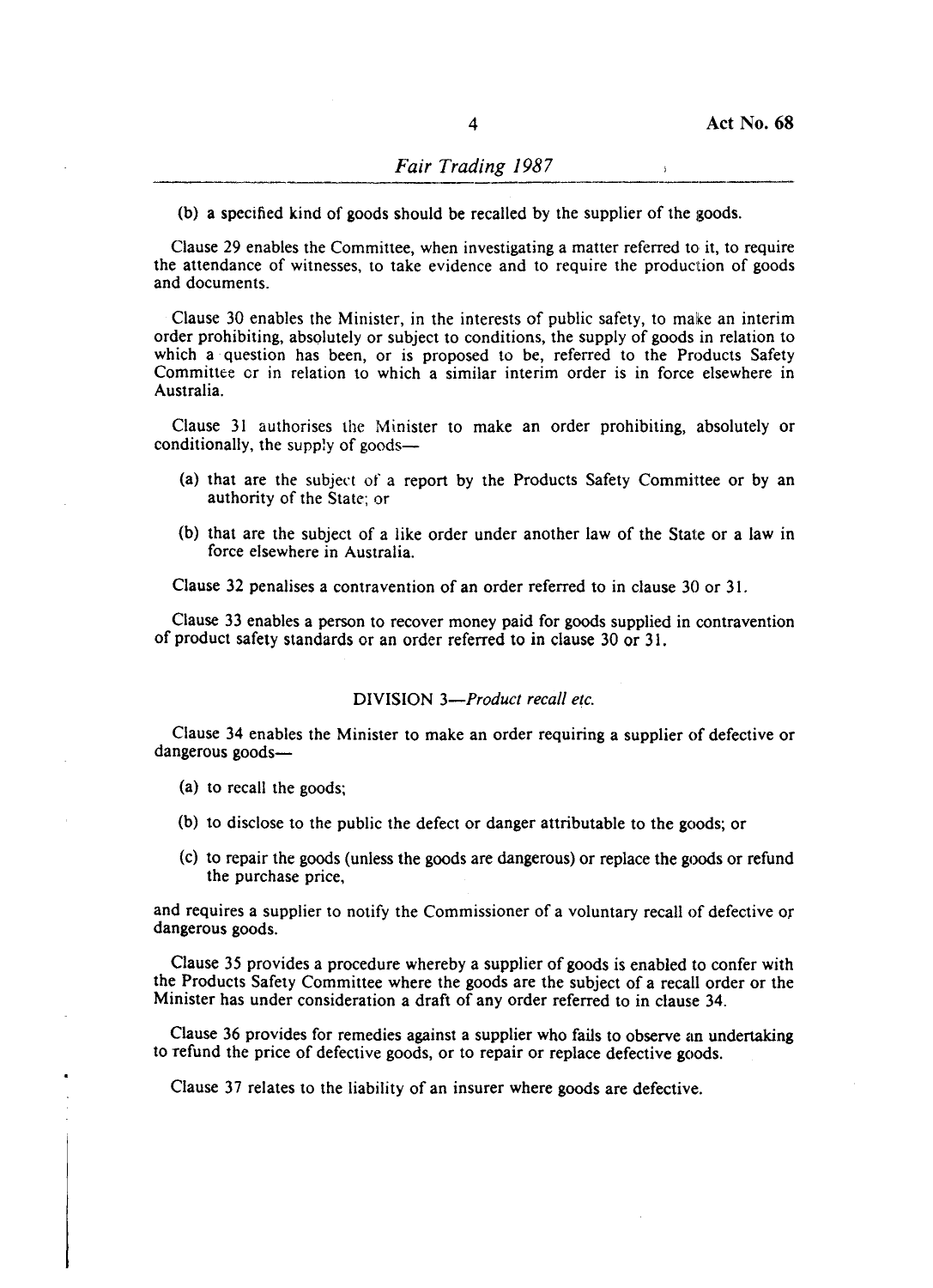(b) a specified kind of goods should be recalled by the supplier of the goods.

Clause 29 enables the Committee, when investigating a matter referred to it, to require the attendance of witnesses, to take evidence and to require the production of goods and documents.

Clause 30 enables the Minister, in the interests of public safety, to make an interim order prohibiting, absolutely or subject to conditions, the supply of goods in relation to which a question has been, or is proposed to be, referred to the Products Safety Committee or in relation to which a similar interim order is in force elsewhere in Australia.

Clause 31 authorises the Minister to make an order prohibiting, absolutely or conditionally, the supply of goods—

(a) that are the subject of a report by the Products Safety Committee or by an authority of the State; or

(b) that are the subject of a like order under another law of the State or a law in force elsewhere in Australia.

Clause 32 penalises a contravention of an order referred to in clause 30 or 31.

Clause 33 enables a person to recover money paid for goods supplied in contravention of product safety standards or an order referred to in clause 30 or 31.

DIVISION 3—*Product recall etc.*

Clause 34 enables the Minister to make an order requiring a supplier of defective or dangerous goods—

(a) to recall the goods;

(b) to disclose to the public the defect or danger attributable to the goods; or

(c) to repair the goods (unless the goods are dangerous) or replace the goods or refund the purchase price,

and requires a supplier to notify the Commissioner of a voluntary recall of defective or dangerous goods.

Clause 35 provides a procedure whereby a supplier of goods is enabled to confer with the Products Safety Committee where the goods are the subject of a recall order or the Minister has under consideration a draft of any order referred to in clause 34.

Clause 36 provides for remedies against a supplier who fails to observe an undertaking to refund the price of defective goods, or to repair or replace defective goods.

Clause 37 relates to the liability of an insurer where goods are defective.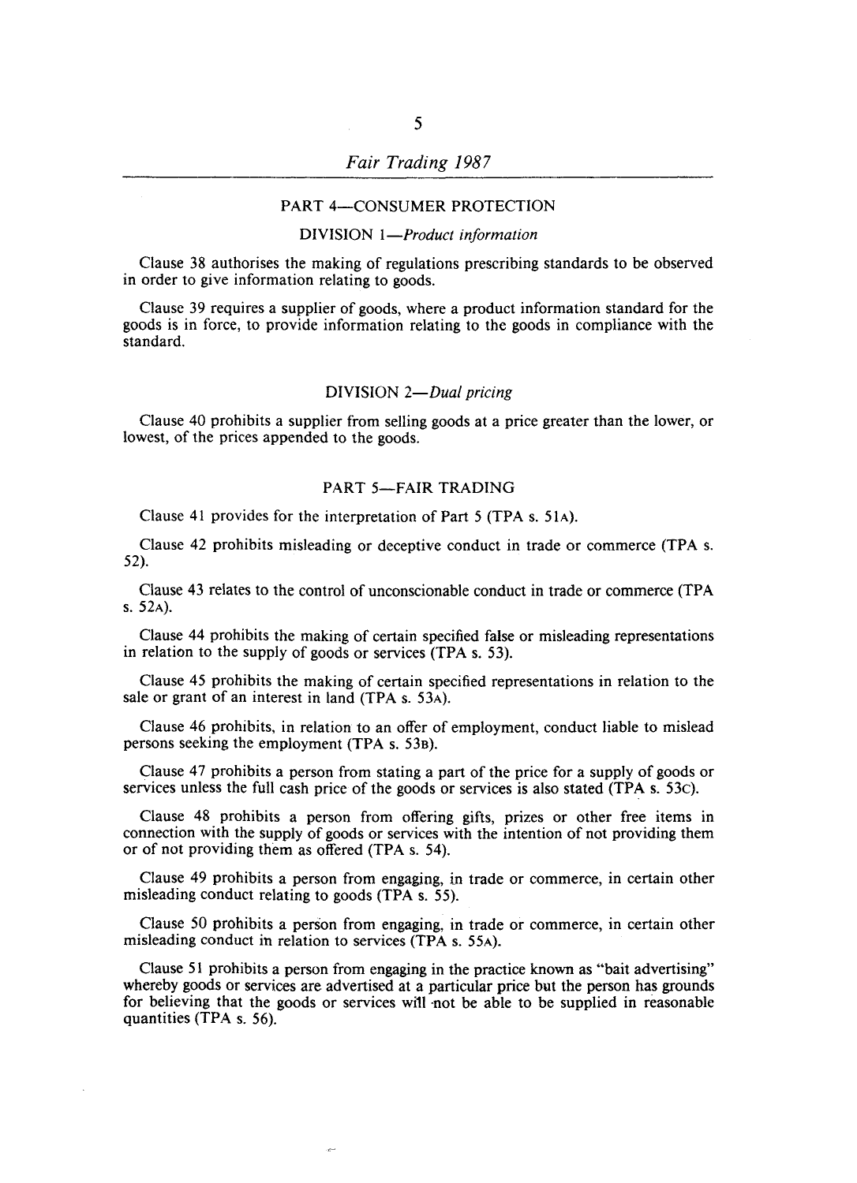## PART 4—CONSUMER PROTECTION

### DIVISION 1—*Product information*

Clause 38 authorises the making of regulations prescribing standards to be observed in order to give information relating to goods.

Clause 39 requires a supplier of goods, where a product information standard for the goods is in force, to provide information relating to the goods in compliance with the standard.

### DIVISION 2—*Dual pricing*

Clause 40 prohibits a supplier from selling goods at a price greater than the lower, or lowest, of the prices appended to the goods.

## PART 5—FAIR TRADING

Clause 41 provides for the interpretation of Part 5 (TPA s. 51A).

Clause 42 prohibits misleading or deceptive conduct in trade or commerce (TPA s. 52).

Clause 43 relates to the control of unconscionable conduct in trade or commerce (TPA s. 52A).

Clause 44 prohibits the making of certain specified false or misleading representations in relation to the supply of goods or services (TPA s. 53).

Clause 45 prohibits the making of certain specified representations in relation to the sale or grant of an interest in land (TPA s. 53A).

Clause 46 prohibits, in relation to an offer of employment, conduct liable to mislead persons seeking the employment (TPA s. 53B).

Clause 47 prohibits a person from stating a part of the price for a supply of goods or services unless the full cash price of the goods or services is also stated (TPA s. 53C).

Clause 48 prohibits a person from offering gifts, prizes or other free items in connection with the supply of goods or services with the intention of not providing them or of not providing them as offered (TPA s. 54).

Clause 49 prohibits a person from engaging, in trade or commerce, in certain other misleading conduct relating to goods (TPA s. 55).

Clause 50 prohibits a person from engaging, in trade or commerce, in certain other misleading conduct in relation to services (TPA s. 55A).

Clause 51 prohibits a person from engaging in the practice known as "bait advertising" whereby goods or services are advertised at a particular price but the person has grounds for believing that the goods or services will not be able to be supplied in reasonable quantities (TPA s. 56).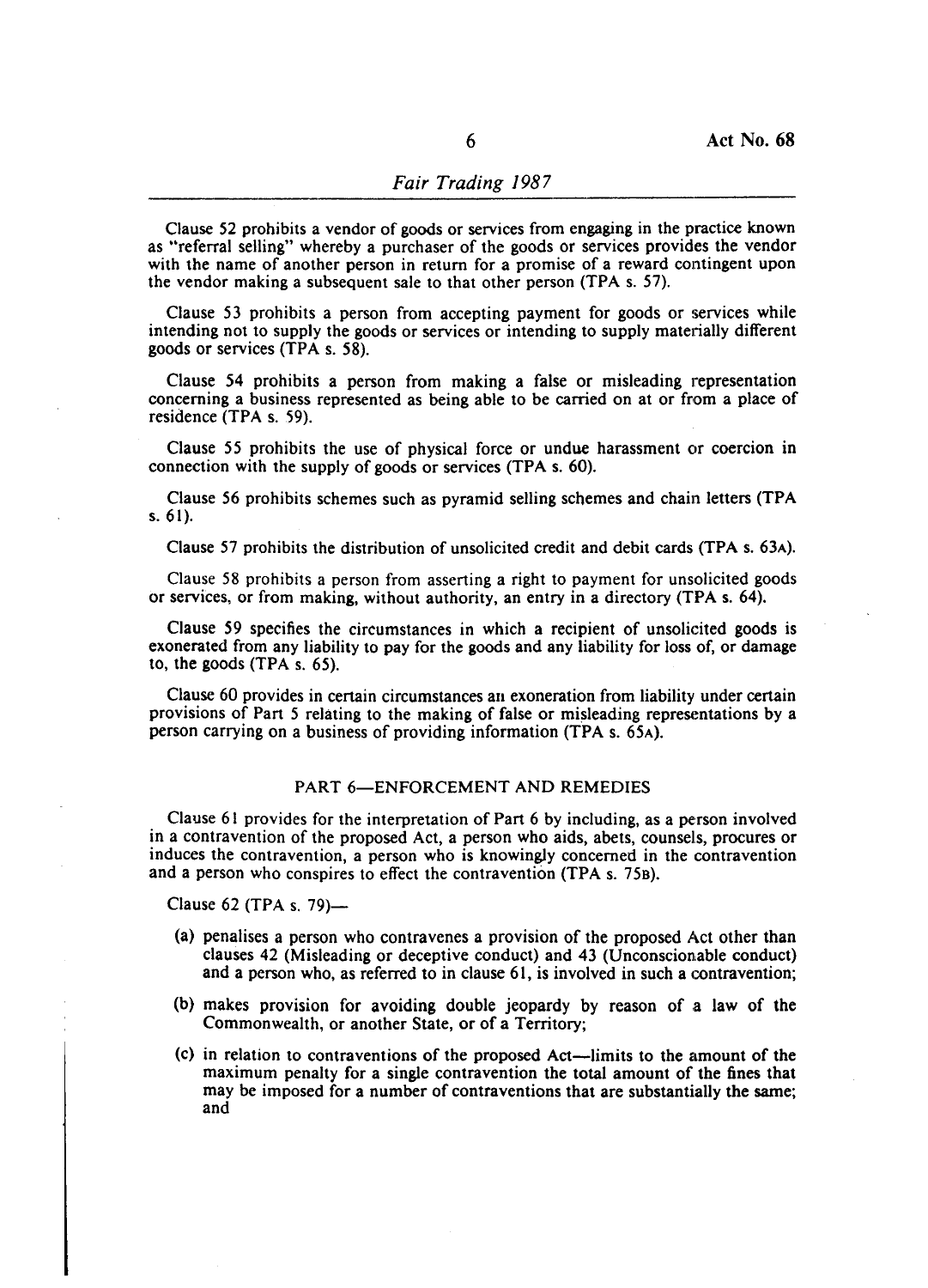Clause 52 prohibits a vendor of goods or services from engaging in the practice known as "referral selling" whereby a purchaser of the goods or services provides the vendor with the name of another person in return for a promise of a reward contingent upon the vendor making a subsequent sale to that other person (TPA s. 57).

Clause 53 prohibits a person from accepting payment for goods or services while intending not to supply the goods or services or intending to supply materially different goods or services (TPA s. 58).

Clause 54 prohibits a person from making a false or misleading representation concerning a business represented as being able to be carried on at or from a place of residence (TPA s. 59).

Clause 55 prohibits the use of physical force or undue harassment or coercion in connection with the supply of goods or services (TPA s. 60).

Clause 56 prohibits schemes such as pyramid selling schemes and chain letters (TPA s. 61).

Clause 57 prohibits the distribution of unsolicited credit and debit cards (TPA s. 63A).

Clause 58 prohibits a person from asserting a right to payment for unsolicited goods or services, or from making, without authority, an entry in a directory (TPA s. 64).

Clause 59 specifies the circumstances in which a recipient of unsolicited goods is exonerated from any liability to pay for the goods and any liability for loss of, or damage to, the goods (TPA s. 65).

Clause 60 provides in certain circumstances an exoneration from liability under certain provisions of Part 5 relating to the making of false or misleading representations by a person carrying on a business of providing information (TPA s. 65A).

## PART 6—ENFORCEMENT AND REMEDIES

Clause 61 provides for the interpretation of Part 6 by including, as a person involved in a contravention of the proposed Act, a person who aids, abets, counsels, procures or induces the contravention, a person who is knowingly concerned in the contravention and a person who conspires to effect the contravention (TPA s. 75B).

Clause 62 (TPA s. 79)—

- (a) penalises a person who contravenes a provision of the proposed Act other than clauses 42 (Misleading or deceptive conduct) and 43 (Unconscionable conduct) and a person who, as referred to in clause 61, is involved in such a contravention;
- (b) makes provision for avoiding double jeopardy by reason of a law of the Commonwealth, or another State, or of a Territory;
- (c) in relation to contraventions of the proposed Act—limits to the amount of the maximum penalty for a single contravention the total amount of the fines that may be imposed for a number of contraventions that are substantially the same; and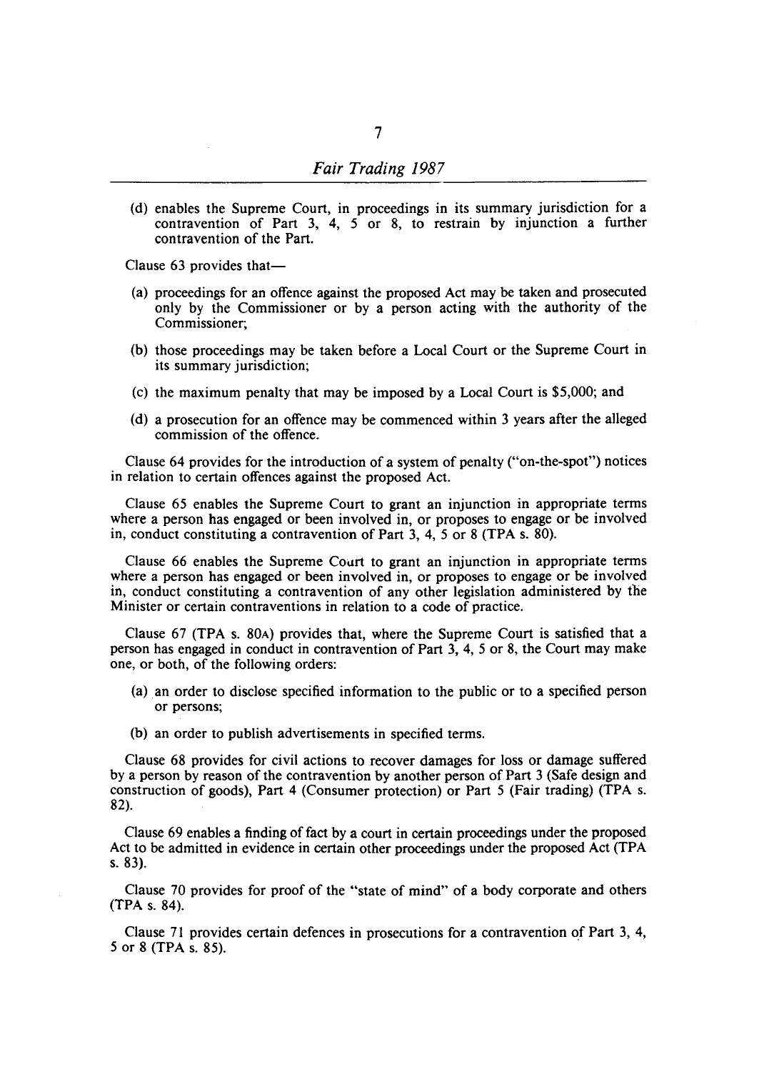(d) enables the Supreme Court, in proceedings in its summary jurisdiction for a contravention of Part 3, 4, 5 or 8, to restrain by injunction a further contravention of the Part.

Clause 63 provides that—

(a) proceedings for an offence against the proposed Act may be taken and prosecuted only by the Commissioner or by a person acting with the authority of the Commissioner;

(b) those proceedings may be taken before a Local Court or the Supreme Court in its summary jurisdiction;

(c) the maximum penalty that may be imposed by a Local Court is $5,000; and

(d) a prosecution for an offence may be commenced within 3 years after the alleged commission of the offence.

Clause 64 provides for the introduction of a system of penalty ("on-the-spot") notices in relation to certain offences against the proposed Act.

Clause 65 enables the Supreme Court to grant an injunction in appropriate terms where a person has engaged or been involved in, or proposes to engage or be involved in, conduct constituting a contravention of Part 3, 4, 5 or 8 (TPA s. 80).

Clause 66 enables the Supreme Court to grant an injunction in appropriate terms where a person has engaged or been involved in, or proposes to engage or be involved in, conduct constituting a contravention of any other legislation administered by the Minister or certain contraventions in relation to a code of practice.

Clause 67 (TPA s. 80A) provides that, where the Supreme Court is satisfied that a person has engaged in conduct in contravention of Part 3, 4, 5 or 8, the Court may make one, or both, of the following orders:

(a) an order to disclose specified information to the public or to a specified person or persons;

(b) an order to publish advertisements in specified terms.

Clause 68 provides for civil actions to recover damages for loss or damage suffered by a person by reason of the contravention by another person of Part 3 (Safe design and construction of goods), Part 4 (Consumer protection) or Part 5 (Fair trading) (TPA s. 82).

Clause 69 enables a finding of fact by a court in certain proceedings under the proposed Act to be admitted in evidence in certain other proceedings under the proposed Act (TPA s. 83).

Clause 70 provides for proof of the "state of mind" of a body corporate and others (TPA s. 84).

Clause 71 provides certain defences in prosecutions for a contravention of Part 3, 4, 5 or 8 (TPA s. 85).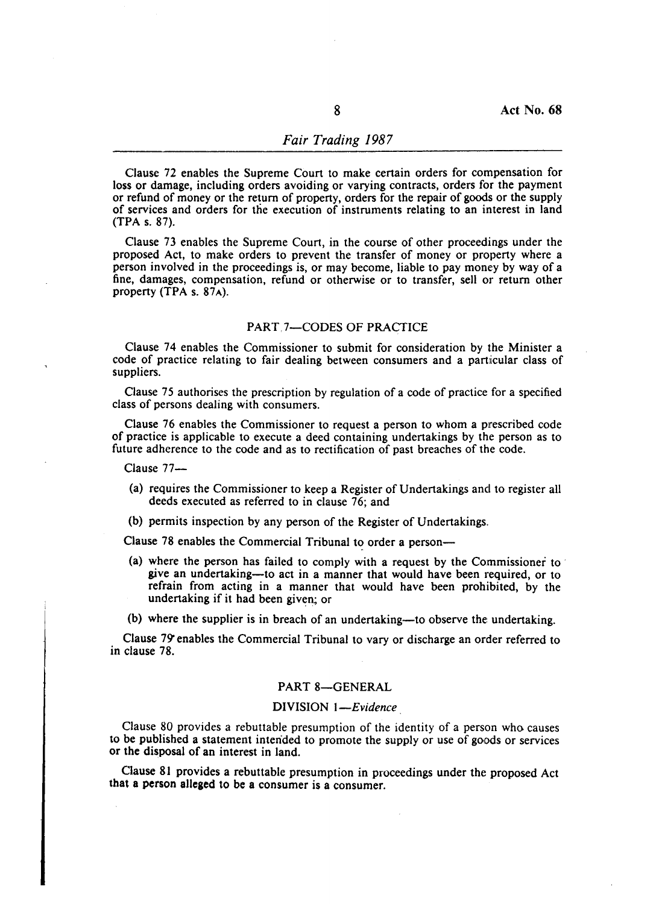Clause 72 enables the Supreme Court to make certain orders for compensation for loss or damage, including orders avoiding or varying contracts, orders for the payment or refund of money or the return of property, orders for the repair of goods or the supply of services and orders for the execution of instruments relating to an interest in land (TPA s. 87).

Clause 73 enables the Supreme Court, in the course of other proceedings under the proposed Act, to make orders to prevent the transfer of money or property where a person involved in the proceedings is, or may become, liable to pay money by way of a fine, damages, compensation, refund or otherwise or to transfer, sell or return other property (TPA s. 87A).

## PART 7—CODES OF PRACTICE

Clause 74 enables the Commissioner to submit for consideration by the Minister a code of practice relating to fair dealing between consumers and a particular class of suppliers.

Clause 75 authorises the prescription by regulation of a code of practice for a specified class of persons dealing with consumers.

Clause 76 enables the Commissioner to request a person to whom a prescribed code of practice is applicable to execute a deed containing undertakings by the person as to future adherence to the code and as to rectification of past breaches of the code.

Clause 77—

(a) requires the Commissioner to keep a Register of Undertakings and to register all deeds executed as referred to in clause 76; and

(b) permits inspection by any person of the Register of Undertakings.

Clause 78 enables the Commercial Tribunal to order a person—

(a) where the person has failed to comply with a request by the Commissioner to give an undertaking—to act in a manner that would have been required, or to refrain from acting in a manner that would have been prohibited, by the undertaking if it had been given; or

(b) where the supplier is in breach of an undertaking—to observe the undertaking.

Clause 79 enables the Commercial Tribunal to vary or discharge an order referred to in clause 78.

## PART 8—GENERAL

### DIVISION 1—*Evidence*

Clause 80 provides a rebuttable presumption of the identity of a person who causes to be published a statement intended to promote the supply or use of goods or services or the disposal of an interest in land.

Clause 81 provides a rebuttable presumption in proceedings under the proposed Act that a person alleged to be a consumer is a consumer.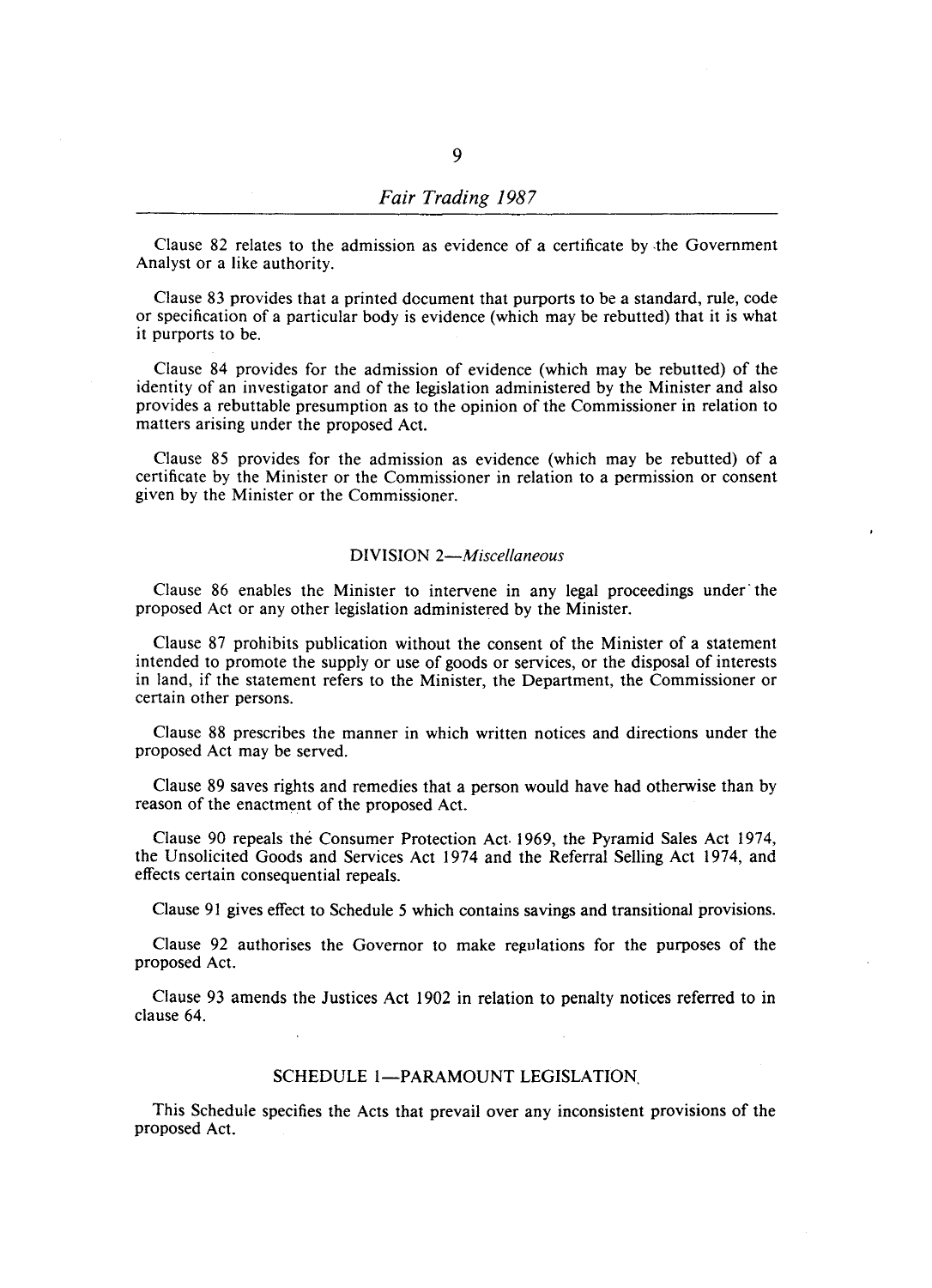Clause 82 relates to the admission as evidence of a certificate by the Government Analyst or a like authority.

Clause 83 provides that a printed document that purports to be a standard, rule, code or specification of a particular body is evidence (which may be rebutted) that it is what it purports to be.

Clause 84 provides for the admission of evidence (which may be rebutted) of the identity of an investigator and of the legislation administered by the Minister and also provides a rebuttable presumption as to the opinion of the Commissioner in relation to matters arising under the proposed Act.

Clause 85 provides for the admission as evidence (which may be rebutted) of a certificate by the Minister or the Commissioner in relation to a permission or consent given by the Minister or the Commissioner.

### DIVISION 2—*Miscellaneous*

Clause 86 enables the Minister to intervene in any legal proceedings under the proposed Act or any other legislation administered by the Minister.

Clause 87 prohibits publication without the consent of the Minister of a statement intended to promote the supply or use of goods or services, or the disposal of interests in land, if the statement refers to the Minister, the Department, the Commissioner or certain other persons.

Clause 88 prescribes the manner in which written notices and directions under the proposed Act may be served.

Clause 89 saves rights and remedies that a person would have had otherwise than by reason of the enactment of the proposed Act.

Clause 90 repeals the Consumer Protection Act 1969, the Pyramid Sales Act 1974, the Unsolicited Goods and Services Act 1974 and the Referral Selling Act 1974, and effects certain consequential repeals.

Clause 91 gives effect to Schedule 5 which contains savings and transitional provisions.

Clause 92 authorises the Governor to make regulations for the purposes of the proposed Act.

Clause 93 amends the Justices Act 1902 in relation to penalty notices referred to in clause 64.

### SCHEDULE 1—PARAMOUNT LEGISLATION

This Schedule specifies the Acts that prevail over any inconsistent provisions of the proposed Act.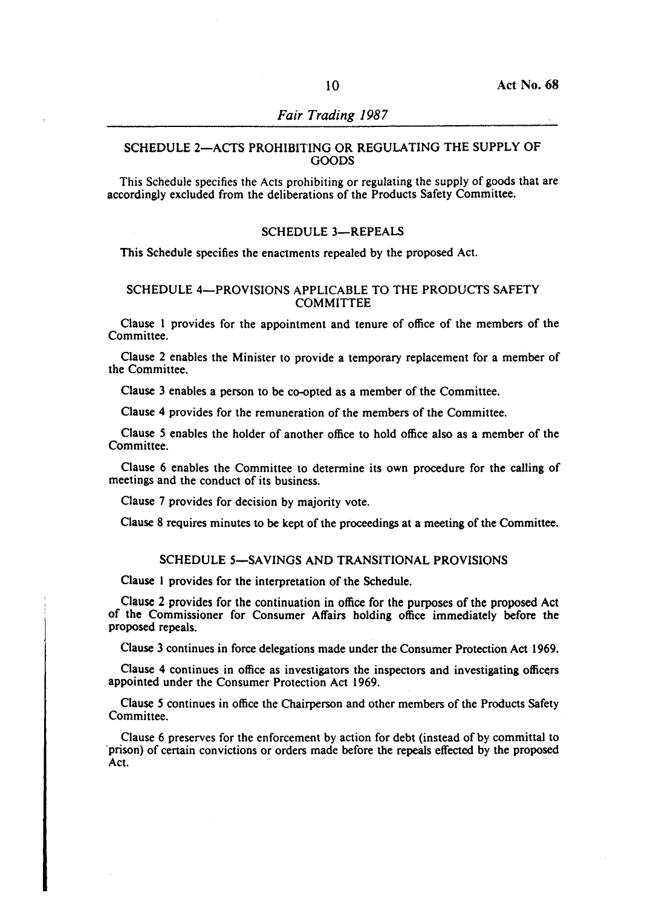## SCHEDULE 2—ACTS PROHIBITING OR REGULATING THE SUPPLY OF GOODS

This Schedule specifies the Acts prohibiting or regulating the supply of goods that are accordingly excluded from the deliberations of the Products Safety Committee.

## SCHEDULE 3—REPEALS

This Schedule specifies the enactments repealed by the proposed Act.

## SCHEDULE 4—PROVISIONS APPLICABLE TO THE PRODUCTS SAFETY COMMITTEE

Clause 1 provides for the appointment and tenure of office of the members of the Committee.

Clause 2 enables the Minister to provide a temporary replacement for a member of the Committee.

Clause 3 enables a person to be co-opted as a member of the Committee.

Clause 4 provides for the remuneration of the members of the Committee.

Clause 5 enables the holder of another office to hold office also as a member of the Committee.

Clause 6 enables the Committee to determine its own procedure for the calling of meetings and the conduct of its business.

Clause 7 provides for decision by majority vote.

Clause 8 requires minutes to be kept of the proceedings at a meeting of the Committee.

## SCHEDULE 5—SAVINGS AND TRANSITIONAL PROVISIONS

Clause 1 provides for the interpretation of the Schedule.

Clause 2 provides for the continuation in office for the purposes of the proposed Act of the Commissioner for Consumer Affairs holding office immediately before the proposed repeals.

Clause 3 continues in force delegations made under the Consumer Protection Act 1969.

Clause 4 continues in office as investigators the inspectors and investigating officers appointed under the Consumer Protection Act 1969.

Clause 5 continues in office the Chairperson and other members of the Products Safety Committee.

Clause 6 preserves for the enforcement by action for debt (instead of by committal to prison) of certain convictions or orders made before the repeals effected by the proposed Act.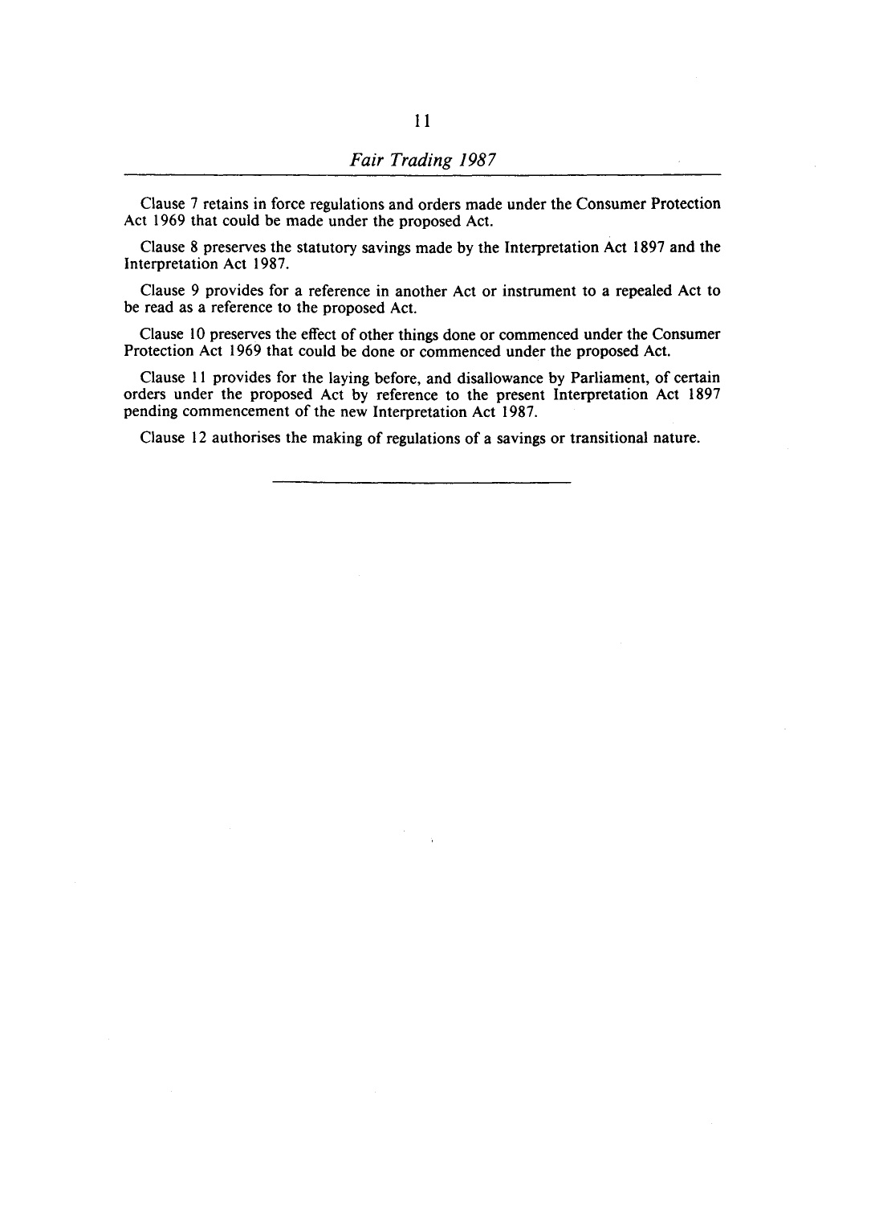Clause 7 retains in force regulations and orders made under the Consumer Protection Act 1969 that could be made under the proposed Act.

Clause 8 preserves the statutory savings made by the Interpretation Act 1897 and the Interpretation Act 1987.

Clause 9 provides for a reference in another Act or instrument to a repealed Act to be read as a reference to the proposed Act.

Clause 10 preserves the effect of other things done or commenced under the Consumer Protection Act 1969 that could be done or commenced under the proposed Act.

Clause 11 provides for the laying before, and disallowance by Parliament, of certain orders under the proposed Act by reference to the present Interpretation Act 1897 pending commencement of the new Interpretation Act 1987.

Clause 12 authorises the making of regulations of a savings or transitional nature.